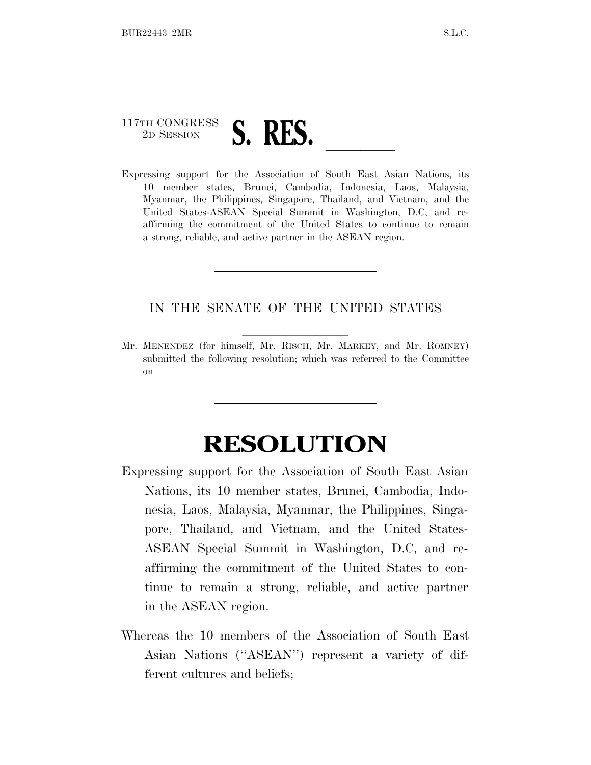117TH CONGRESS
2D SESSION

# S. RES. \_\_\_\_\_\_

Expressing support for the Association of South East Asian Nations, its 10 member states, Brunei, Cambodia, Indonesia, Laos, Malaysia, Myanmar, the Philippines, Singapore, Thailand, and Vietnam, and the United States-ASEAN Special Summit in Washington, D.C, and reaffirming the commitment of the United States to continue to remain a strong, reliable, and active partner in the ASEAN region.

---

IN THE SENATE OF THE UNITED STATES

Mr. MENENDEZ (for himself, Mr. RISCH, Mr. MARKEY, and Mr. ROMNEY) submitted the following resolution; which was referred to the Committee on \_\_\_\_\_\_\_\_\_\_\_\_\_\_\_\_\_\_\_\_

---

# RESOLUTION

Expressing support for the Association of South East Asian Nations, its 10 member states, Brunei, Cambodia, Indonesia, Laos, Malaysia, Myanmar, the Philippines, Singapore, Thailand, and Vietnam, and the United States-ASEAN Special Summit in Washington, D.C, and reaffirming the commitment of the United States to continue to remain a strong, reliable, and active partner in the ASEAN region.

Whereas the 10 members of the Association of South East Asian Nations ("ASEAN") represent a variety of different cultures and beliefs;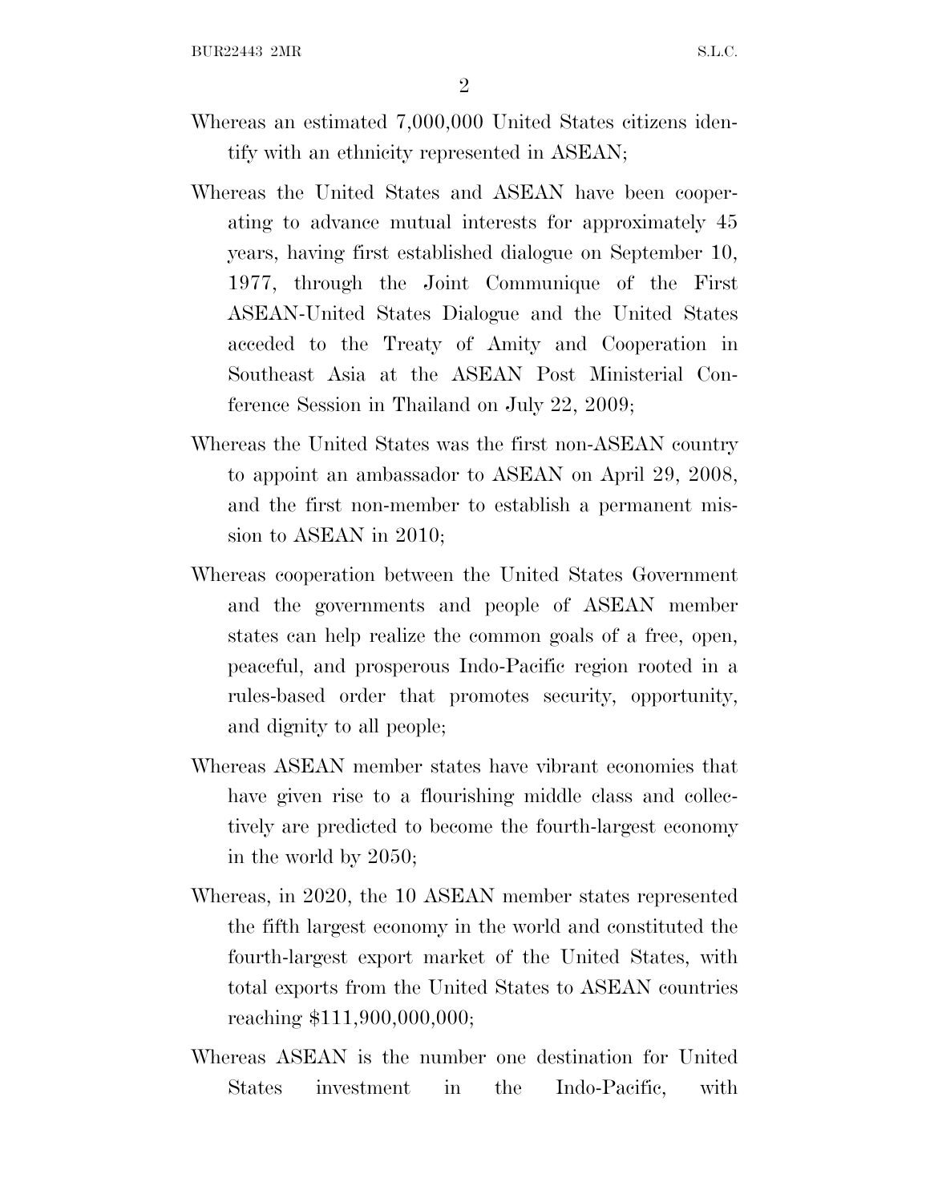Whereas an estimated 7,000,000 United States citizens identify with an ethnicity represented in ASEAN;

Whereas the United States and ASEAN have been cooperating to advance mutual interests for approximately 45 years, having first established dialogue on September 10, 1977, through the Joint Communique of the First ASEAN-United States Dialogue and the United States acceded to the Treaty of Amity and Cooperation in Southeast Asia at the ASEAN Post Ministerial Conference Session in Thailand on July 22, 2009;

Whereas the United States was the first non-ASEAN country to appoint an ambassador to ASEAN on April 29, 2008, and the first non-member to establish a permanent mission to ASEAN in 2010;

Whereas cooperation between the United States Government and the governments and people of ASEAN member states can help realize the common goals of a free, open, peaceful, and prosperous Indo-Pacific region rooted in a rules-based order that promotes security, opportunity, and dignity to all people;

Whereas ASEAN member states have vibrant economies that have given rise to a flourishing middle class and collectively are predicted to become the fourth-largest economy in the world by 2050;

Whereas, in 2020, the 10 ASEAN member states represented the fifth largest economy in the world and constituted the fourth-largest export market of the United States, with total exports from the United States to ASEAN countries reaching $111,900,000,000;

Whereas ASEAN is the number one destination for United States investment in the Indo-Pacific, with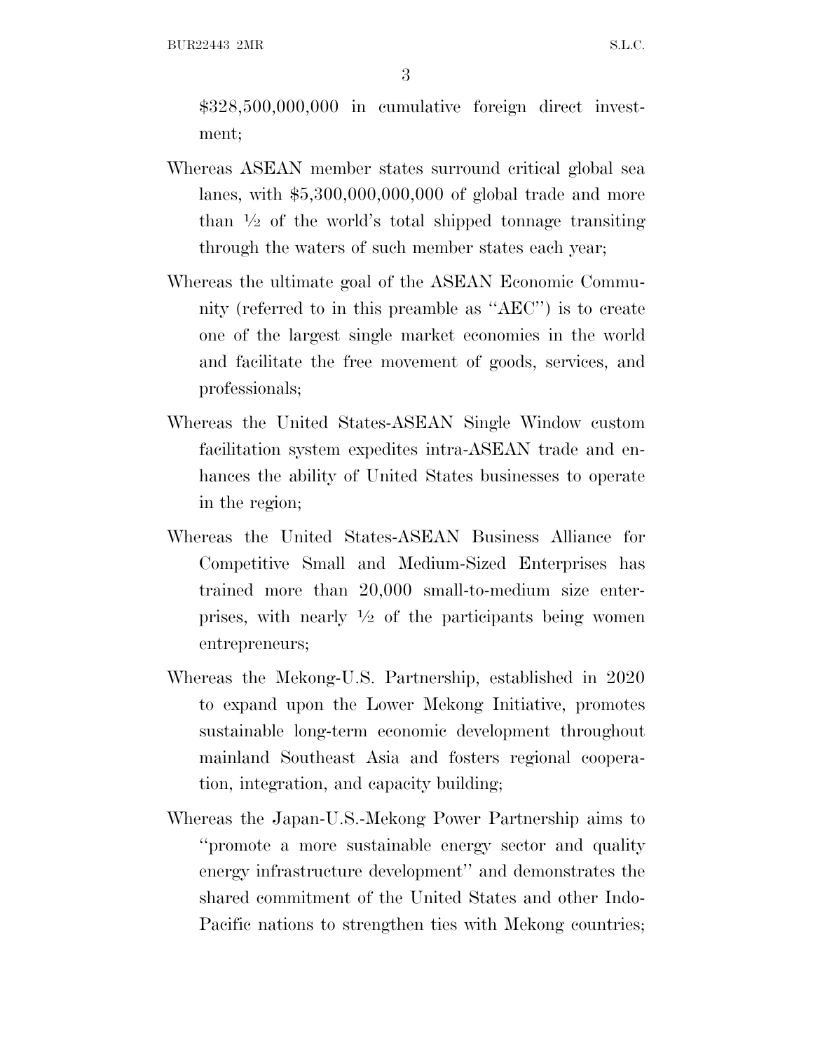$328,500,000,000 in cumulative foreign direct investment;

Whereas ASEAN member states surround critical global sea lanes, with $5,300,000,000,000 of global trade and more than ½ of the world's total shipped tonnage transiting through the waters of such member states each year;

Whereas the ultimate goal of the ASEAN Economic Community (referred to in this preamble as "AEC") is to create one of the largest single market economies in the world and facilitate the free movement of goods, services, and professionals;

Whereas the United States-ASEAN Single Window custom facilitation system expedites intra-ASEAN trade and enhances the ability of United States businesses to operate in the region;

Whereas the United States-ASEAN Business Alliance for Competitive Small and Medium-Sized Enterprises has trained more than 20,000 small-to-medium size enterprises, with nearly ½ of the participants being women entrepreneurs;

Whereas the Mekong-U.S. Partnership, established in 2020 to expand upon the Lower Mekong Initiative, promotes sustainable long-term economic development throughout mainland Southeast Asia and fosters regional cooperation, integration, and capacity building;

Whereas the Japan-U.S.-Mekong Power Partnership aims to "promote a more sustainable energy sector and quality energy infrastructure development" and demonstrates the shared commitment of the United States and other Indo-Pacific nations to strengthen ties with Mekong countries;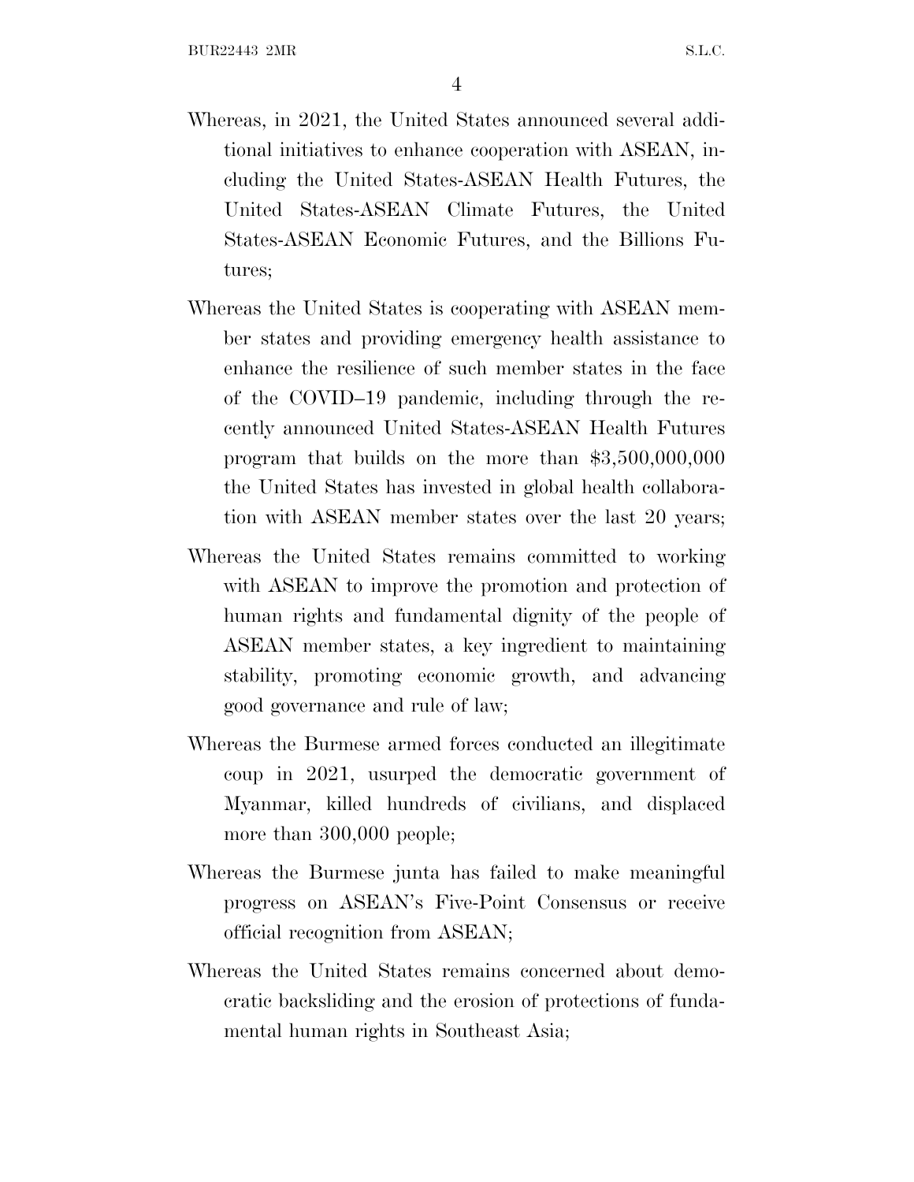Whereas, in 2021, the United States announced several additional initiatives to enhance cooperation with ASEAN, including the United States-ASEAN Health Futures, the United States-ASEAN Climate Futures, the United States-ASEAN Economic Futures, and the Billions Futures;

Whereas the United States is cooperating with ASEAN member states and providing emergency health assistance to enhance the resilience of such member states in the face of the COVID–19 pandemic, including through the recently announced United States-ASEAN Health Futures program that builds on the more than $3,500,000,000 the United States has invested in global health collaboration with ASEAN member states over the last 20 years;

Whereas the United States remains committed to working with ASEAN to improve the promotion and protection of human rights and fundamental dignity of the people of ASEAN member states, a key ingredient to maintaining stability, promoting economic growth, and advancing good governance and rule of law;

Whereas the Burmese armed forces conducted an illegitimate coup in 2021, usurped the democratic government of Myanmar, killed hundreds of civilians, and displaced more than 300,000 people;

Whereas the Burmese junta has failed to make meaningful progress on ASEAN's Five-Point Consensus or receive official recognition from ASEAN;

Whereas the United States remains concerned about democratic backsliding and the erosion of protections of fundamental human rights in Southeast Asia;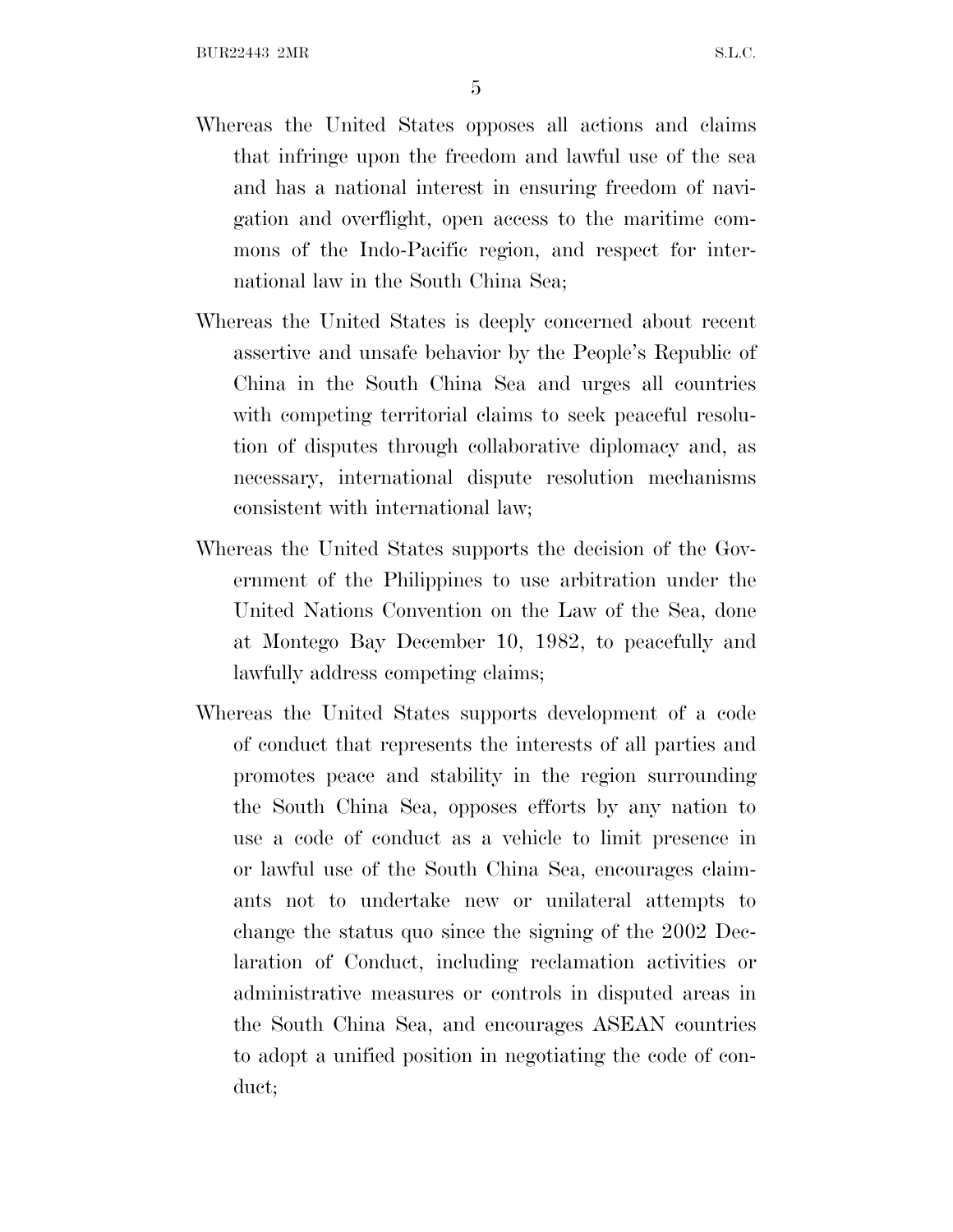Whereas the United States opposes all actions and claims that infringe upon the freedom and lawful use of the sea and has a national interest in ensuring freedom of navigation and overflight, open access to the maritime commons of the Indo-Pacific region, and respect for international law in the South China Sea;

Whereas the United States is deeply concerned about recent assertive and unsafe behavior by the People's Republic of China in the South China Sea and urges all countries with competing territorial claims to seek peaceful resolution of disputes through collaborative diplomacy and, as necessary, international dispute resolution mechanisms consistent with international law;

Whereas the United States supports the decision of the Government of the Philippines to use arbitration under the United Nations Convention on the Law of the Sea, done at Montego Bay December 10, 1982, to peacefully and lawfully address competing claims;

Whereas the United States supports development of a code of conduct that represents the interests of all parties and promotes peace and stability in the region surrounding the South China Sea, opposes efforts by any nation to use a code of conduct as a vehicle to limit presence in or lawful use of the South China Sea, encourages claimants not to undertake new or unilateral attempts to change the status quo since the signing of the 2002 Declaration of Conduct, including reclamation activities or administrative measures or controls in disputed areas in the South China Sea, and encourages ASEAN countries to adopt a unified position in negotiating the code of conduct;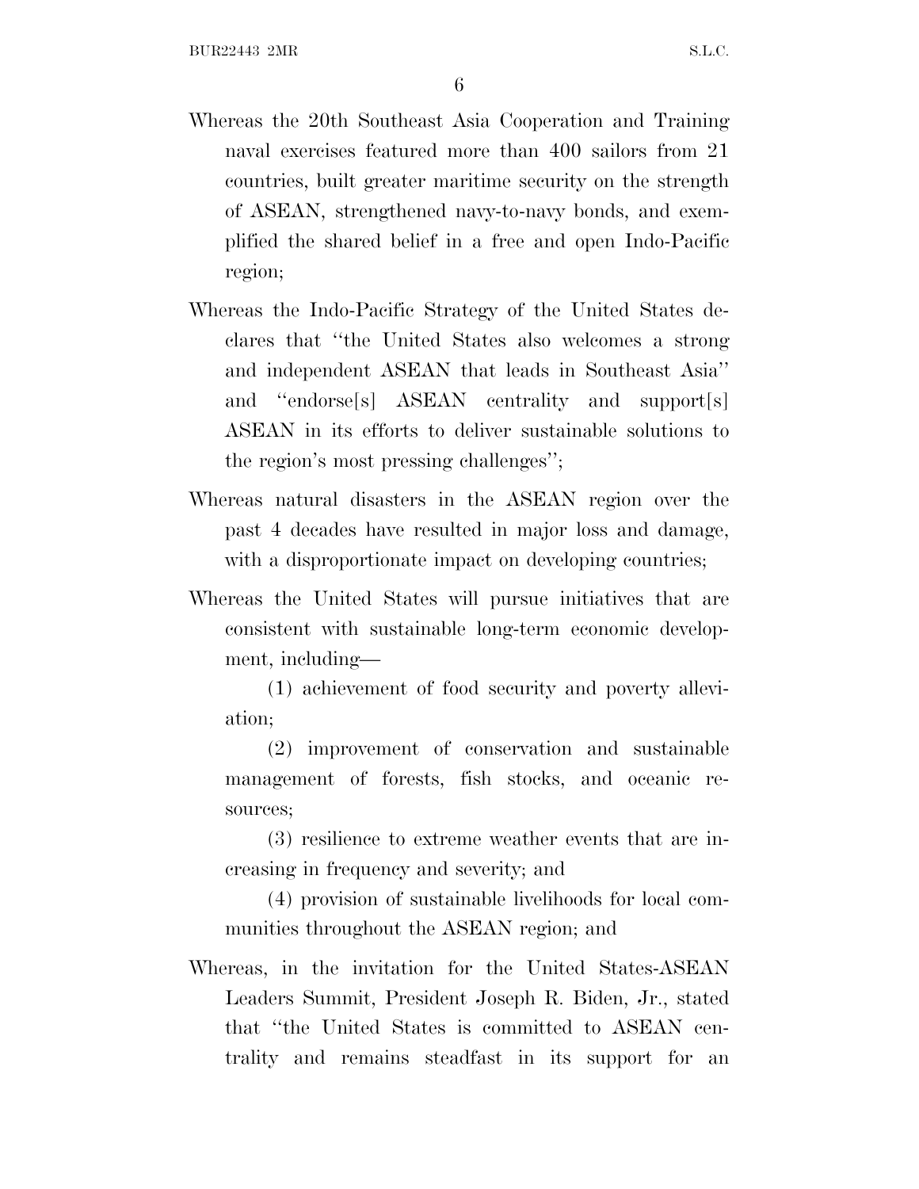Whereas the 20th Southeast Asia Cooperation and Training naval exercises featured more than 400 sailors from 21 countries, built greater maritime security on the strength of ASEAN, strengthened navy-to-navy bonds, and exemplified the shared belief in a free and open Indo-Pacific region;

Whereas the Indo-Pacific Strategy of the United States declares that "the United States also welcomes a strong and independent ASEAN that leads in Southeast Asia" and "endorse[s] ASEAN centrality and support[s] ASEAN in its efforts to deliver sustainable solutions to the region's most pressing challenges";

Whereas natural disasters in the ASEAN region over the past 4 decades have resulted in major loss and damage, with a disproportionate impact on developing countries;

Whereas the United States will pursue initiatives that are consistent with sustainable long-term economic development, including—

(1) achievement of food security and poverty alleviation;

(2) improvement of conservation and sustainable management of forests, fish stocks, and oceanic resources;

(3) resilience to extreme weather events that are increasing in frequency and severity; and

(4) provision of sustainable livelihoods for local communities throughout the ASEAN region; and

Whereas, in the invitation for the United States-ASEAN Leaders Summit, President Joseph R. Biden, Jr., stated that "the United States is committed to ASEAN centrality and remains steadfast in its support for an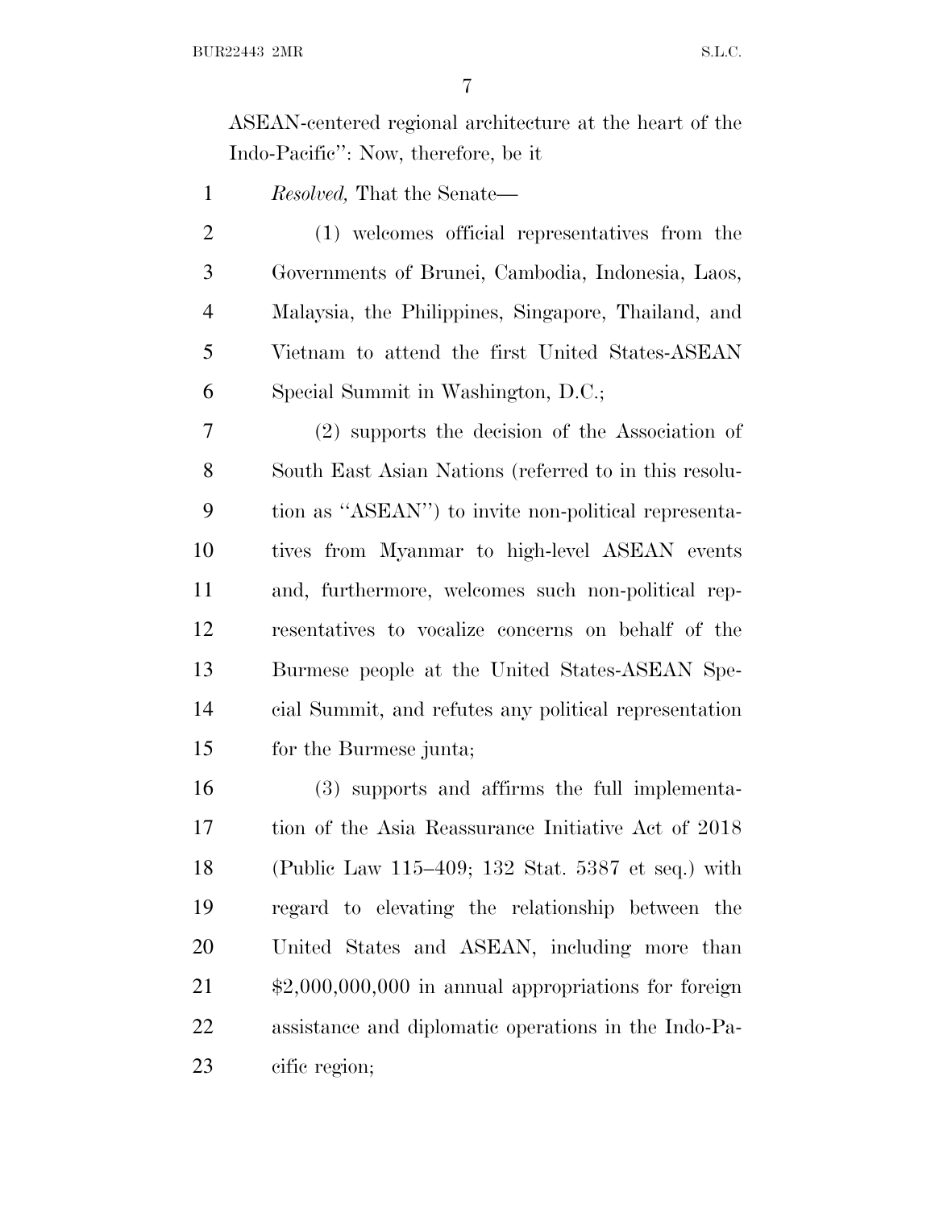ASEAN-centered regional architecture at the heart of the Indo-Pacific'': Now, therefore, be it

*Resolved,* That the Senate—

(1) welcomes official representatives from the Governments of Brunei, Cambodia, Indonesia, Laos, Malaysia, the Philippines, Singapore, Thailand, and Vietnam to attend the first United States-ASEAN Special Summit in Washington, D.C.;

(2) supports the decision of the Association of South East Asian Nations (referred to in this resolution as ''ASEAN'') to invite non-political representatives from Myanmar to high-level ASEAN events and, furthermore, welcomes such non-political representatives to vocalize concerns on behalf of the Burmese people at the United States-ASEAN Special Summit, and refutes any political representation for the Burmese junta;

(3) supports and affirms the full implementation of the Asia Reassurance Initiative Act of 2018 (Public Law 115–409; 132 Stat. 5387 et seq.) with regard to elevating the relationship between the United States and ASEAN, including more than $2,000,000,000 in annual appropriations for foreign assistance and diplomatic operations in the Indo-Pacific region;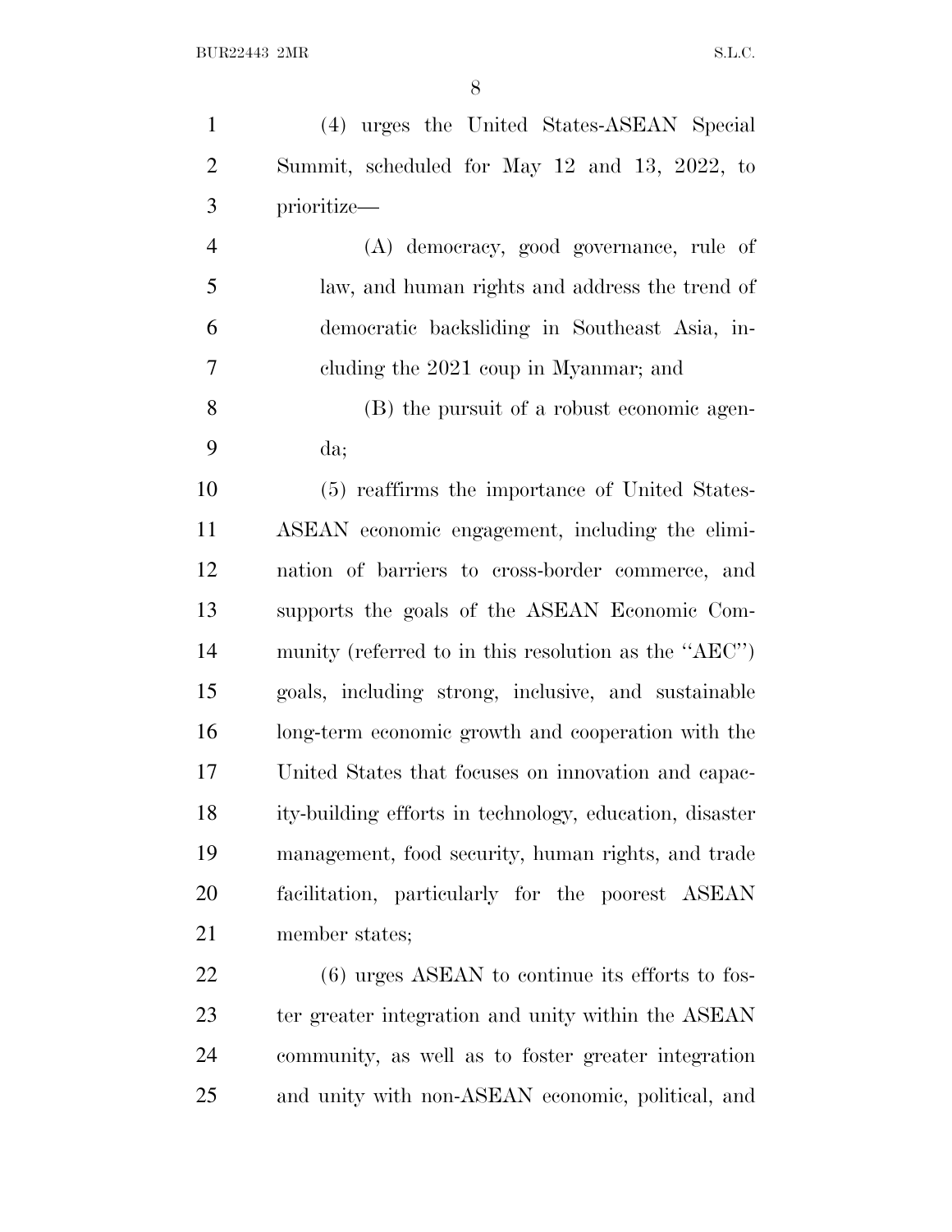(4) urges the United States-ASEAN Special Summit, scheduled for May 12 and 13, 2022, to prioritize—

(A) democracy, good governance, rule of law, and human rights and address the trend of democratic backsliding in Southeast Asia, including the 2021 coup in Myanmar; and

(B) the pursuit of a robust economic agenda;

(5) reaffirms the importance of United States-ASEAN economic engagement, including the elimination of barriers to cross-border commerce, and supports the goals of the ASEAN Economic Community (referred to in this resolution as the "AEC") goals, including strong, inclusive, and sustainable long-term economic growth and cooperation with the United States that focuses on innovation and capacity-building efforts in technology, education, disaster management, food security, human rights, and trade facilitation, particularly for the poorest ASEAN member states;

(6) urges ASEAN to continue its efforts to foster greater integration and unity within the ASEAN community, as well as to foster greater integration and unity with non-ASEAN economic, political, and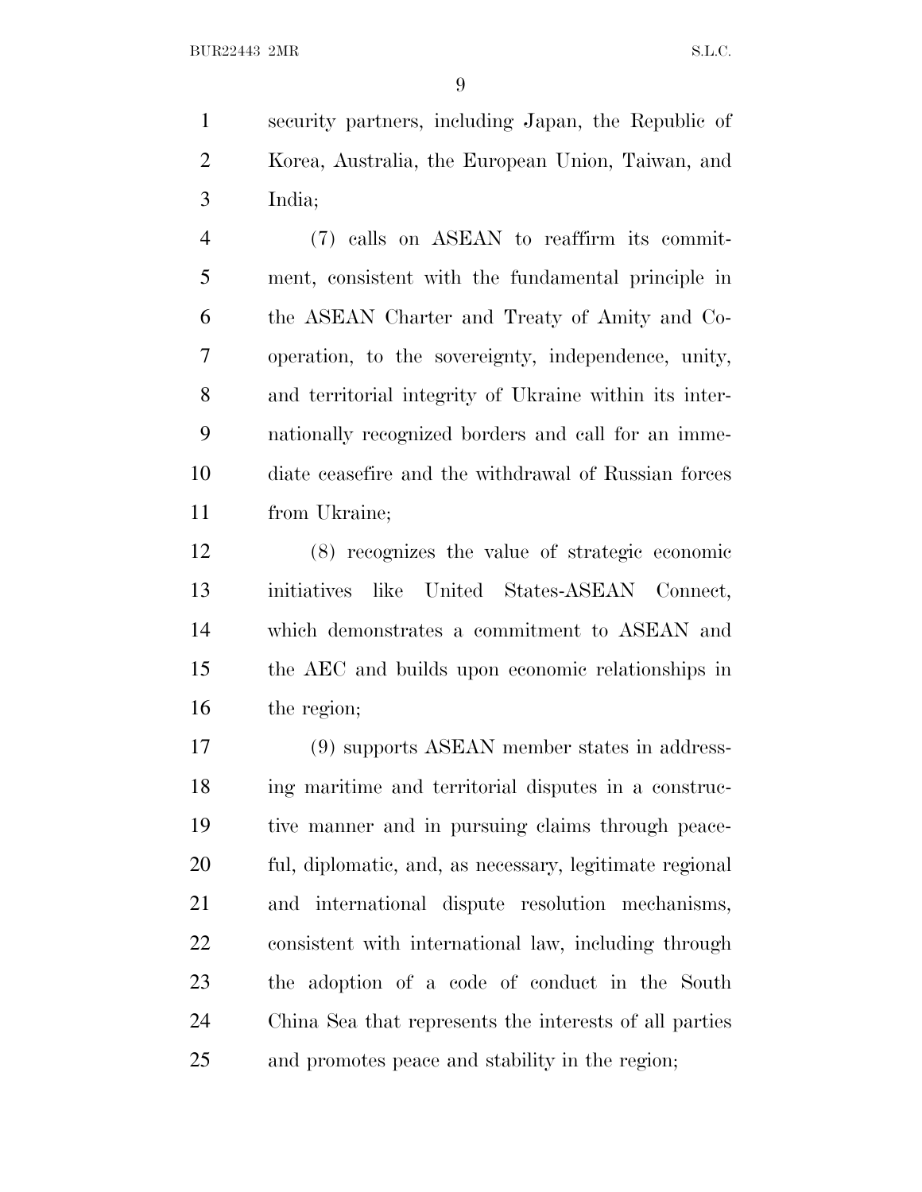security partners, including Japan, the Republic of Korea, Australia, the European Union, Taiwan, and India;

(7) calls on ASEAN to reaffirm its commitment, consistent with the fundamental principle in the ASEAN Charter and Treaty of Amity and Cooperation, to the sovereignty, independence, unity, and territorial integrity of Ukraine within its internationally recognized borders and call for an immediate ceasefire and the withdrawal of Russian forces from Ukraine;

(8) recognizes the value of strategic economic initiatives like United States-ASEAN Connect, which demonstrates a commitment to ASEAN and the AEC and builds upon economic relationships in the region;

(9) supports ASEAN member states in addressing maritime and territorial disputes in a constructive manner and in pursuing claims through peaceful, diplomatic, and, as necessary, legitimate regional and international dispute resolution mechanisms, consistent with international law, including through the adoption of a code of conduct in the South China Sea that represents the interests of all parties and promotes peace and stability in the region;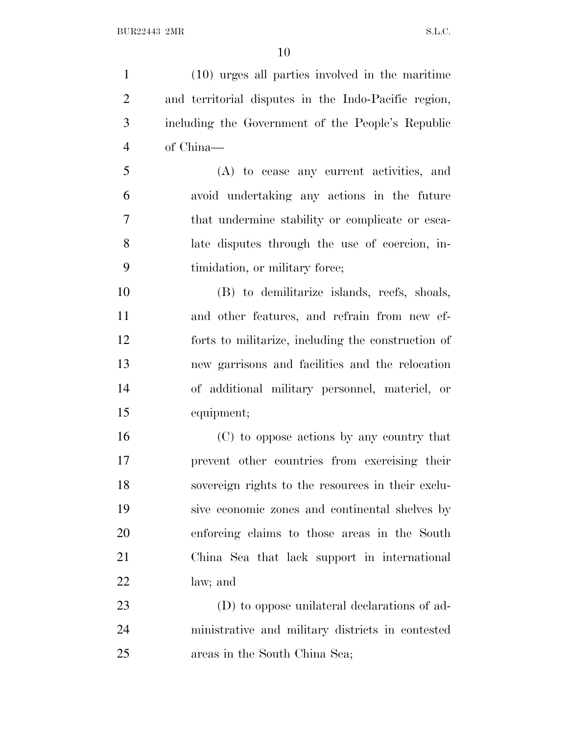(10) urges all parties involved in the maritime and territorial disputes in the Indo-Pacific region, including the Government of the People's Republic of China—

(A) to cease any current activities, and avoid undertaking any actions in the future that undermine stability or complicate or escalate disputes through the use of coercion, intimidation, or military force;

(B) to demilitarize islands, reefs, shoals, and other features, and refrain from new efforts to militarize, including the construction of new garrisons and facilities and the relocation of additional military personnel, materiel, or equipment;

(C) to oppose actions by any country that prevent other countries from exercising their sovereign rights to the resources in their exclusive economic zones and continental shelves by enforcing claims to those areas in the South China Sea that lack support in international law; and

(D) to oppose unilateral declarations of administrative and military districts in contested areas in the South China Sea;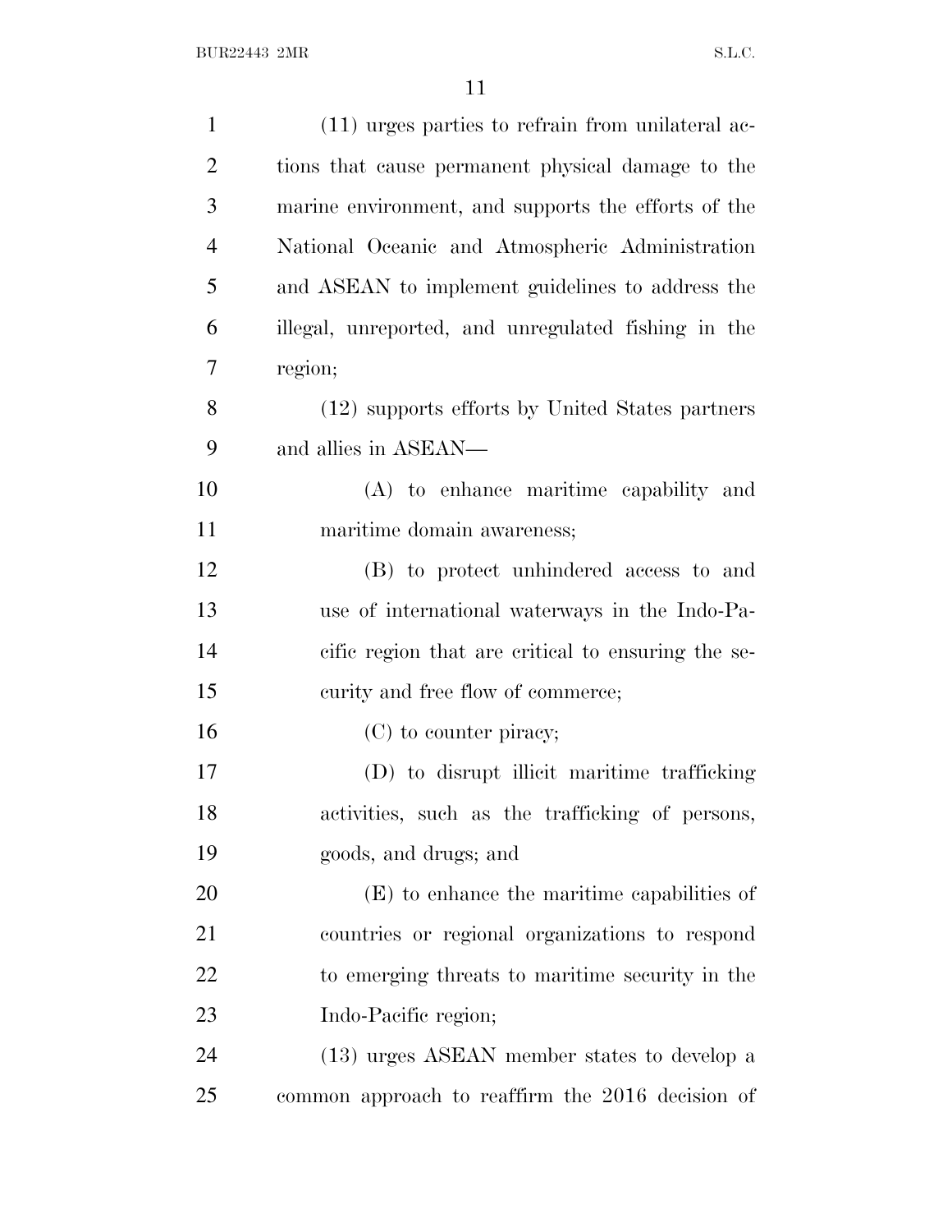(11) urges parties to refrain from unilateral actions that cause permanent physical damage to the marine environment, and supports the efforts of the National Oceanic and Atmospheric Administration and ASEAN to implement guidelines to address the illegal, unreported, and unregulated fishing in the region;

(12) supports efforts by United States partners and allies in ASEAN—

(A) to enhance maritime capability and maritime domain awareness;

(B) to protect unhindered access to and use of international waterways in the Indo-Pacific region that are critical to ensuring the security and free flow of commerce;

(C) to counter piracy;

(D) to disrupt illicit maritime trafficking activities, such as the trafficking of persons, goods, and drugs; and

(E) to enhance the maritime capabilities of countries or regional organizations to respond to emerging threats to maritime security in the Indo-Pacific region;

(13) urges ASEAN member states to develop a common approach to reaffirm the 2016 decision of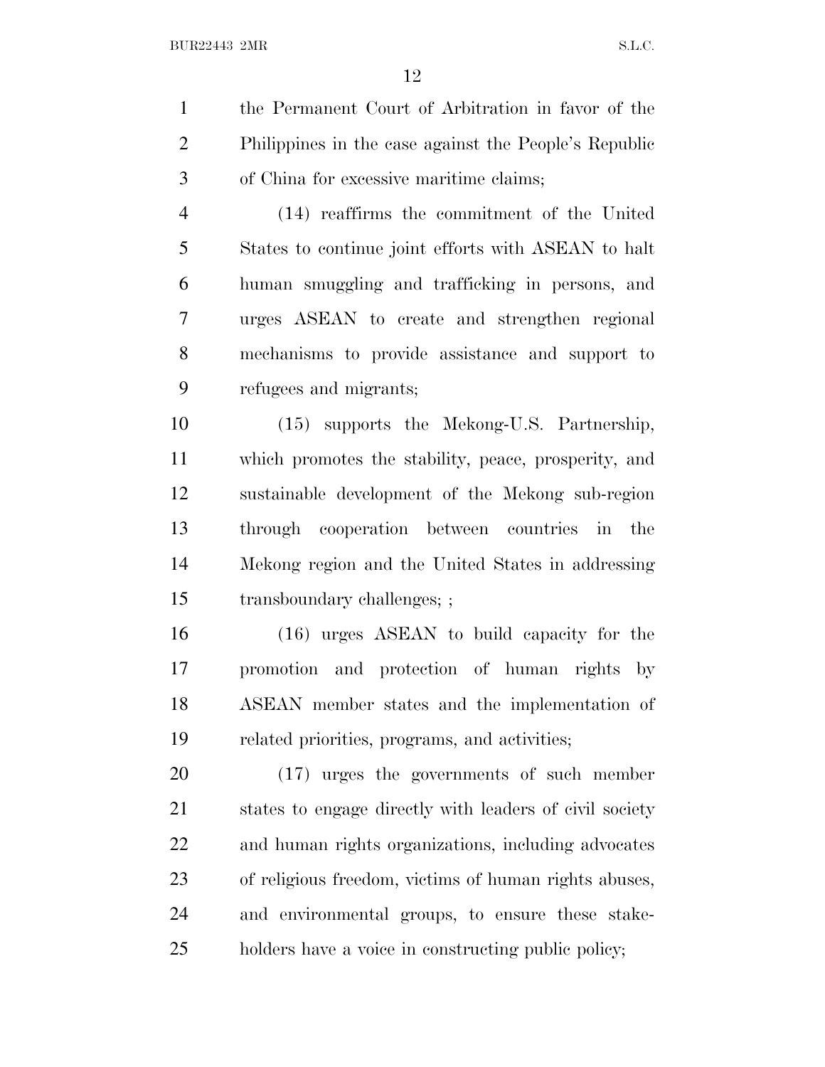the Permanent Court of Arbitration in favor of the Philippines in the case against the People's Republic of China for excessive maritime claims;

(14) reaffirms the commitment of the United States to continue joint efforts with ASEAN to halt human smuggling and trafficking in persons, and urges ASEAN to create and strengthen regional mechanisms to provide assistance and support to refugees and migrants;

(15) supports the Mekong-U.S. Partnership, which promotes the stability, peace, prosperity, and sustainable development of the Mekong sub-region through cooperation between countries in the Mekong region and the United States in addressing transboundary challenges; ;

(16) urges ASEAN to build capacity for the promotion and protection of human rights by ASEAN member states and the implementation of related priorities, programs, and activities;

(17) urges the governments of such member states to engage directly with leaders of civil society and human rights organizations, including advocates of religious freedom, victims of human rights abuses, and environmental groups, to ensure these stakeholders have a voice in constructing public policy;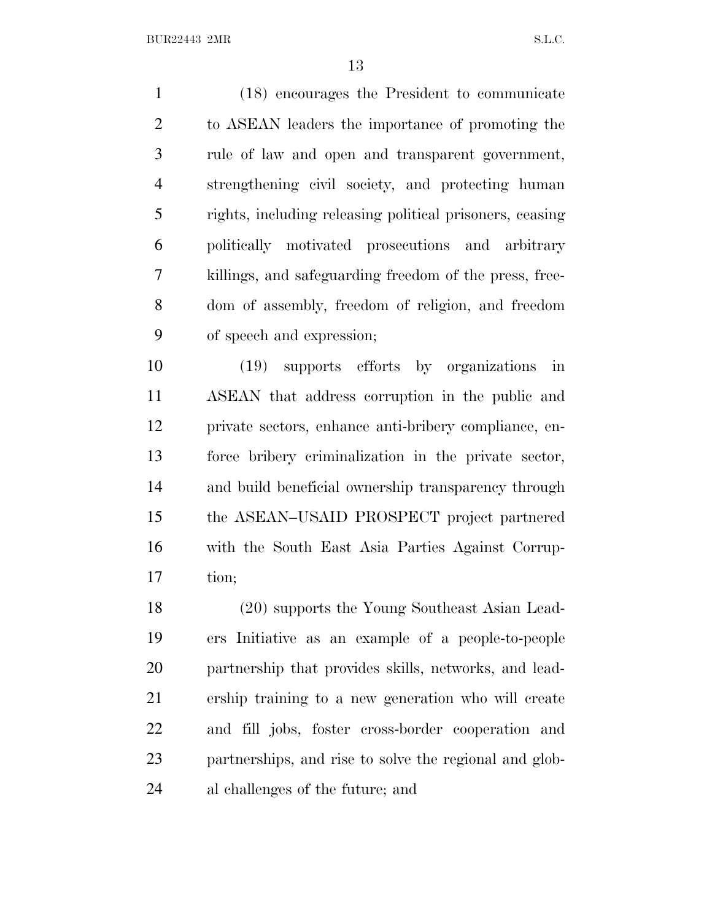(18) encourages the President to communicate to ASEAN leaders the importance of promoting the rule of law and open and transparent government, strengthening civil society, and protecting human rights, including releasing political prisoners, ceasing politically motivated prosecutions and arbitrary killings, and safeguarding freedom of the press, freedom of assembly, freedom of religion, and freedom of speech and expression;

(19) supports efforts by organizations in ASEAN that address corruption in the public and private sectors, enhance anti-bribery compliance, enforce bribery criminalization in the private sector, and build beneficial ownership transparency through the ASEAN–USAID PROSPECT project partnered with the South East Asia Parties Against Corruption;

(20) supports the Young Southeast Asian Leaders Initiative as an example of a people-to-people partnership that provides skills, networks, and leadership training to a new generation who will create and fill jobs, foster cross-border cooperation and partnerships, and rise to solve the regional and global challenges of the future; and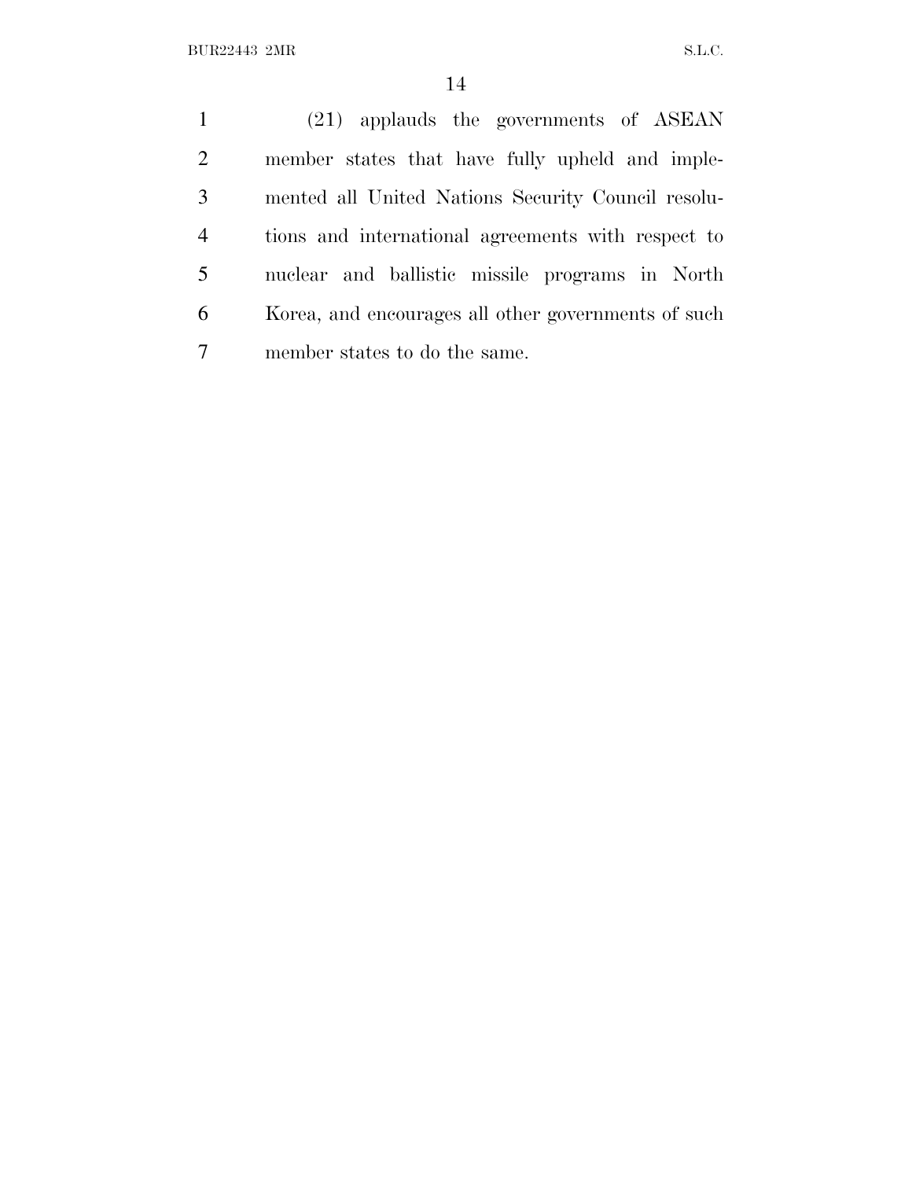(21) applauds the governments of ASEAN member states that have fully upheld and implemented all United Nations Security Council resolutions and international agreements with respect to nuclear and ballistic missile programs in North Korea, and encourages all other governments of such member states to do the same.